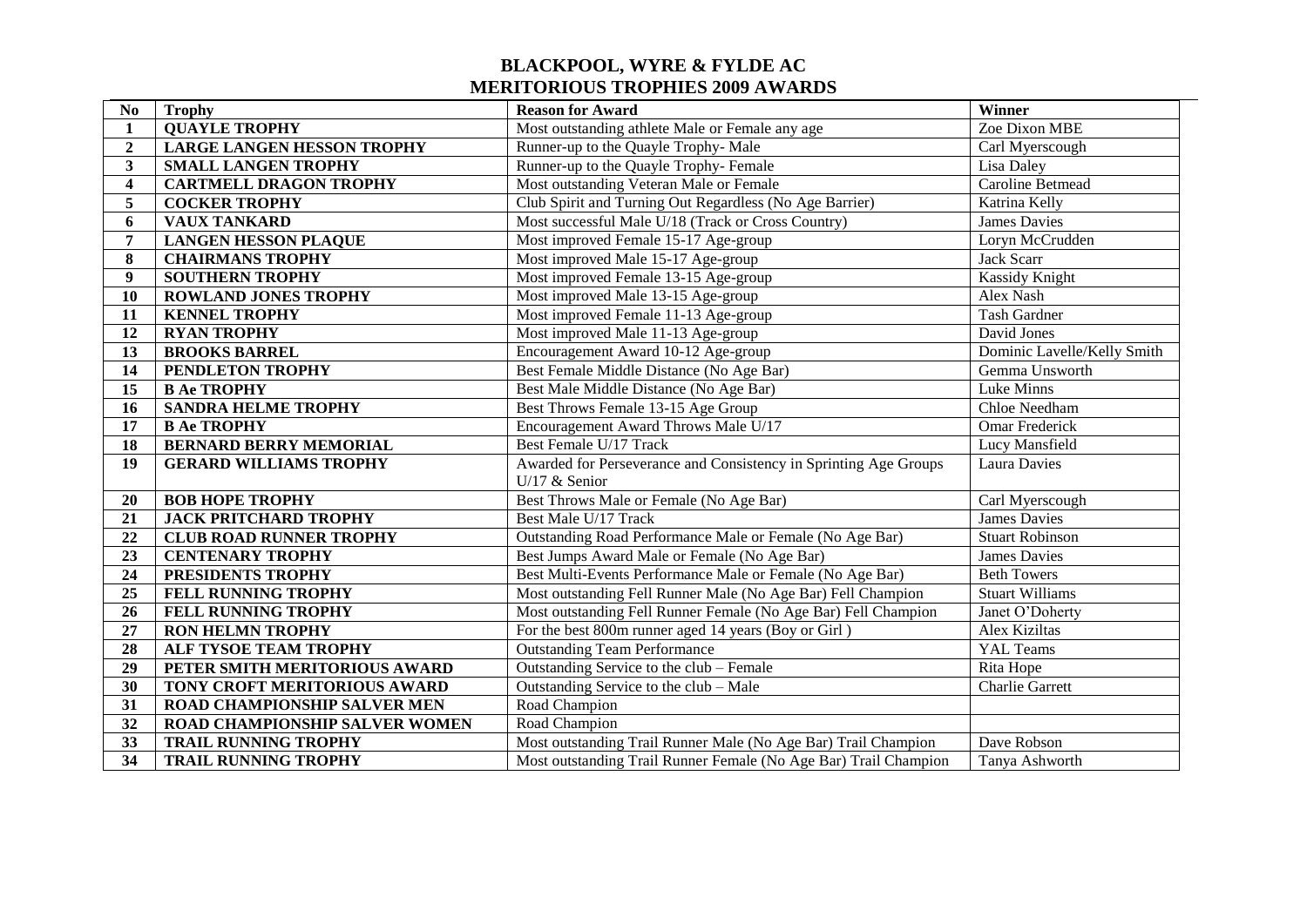# BLACKPOOL, WYRE & FYLDE AC
## MERITORIOUS TROPHIES 2009 AWARDS

| No | Trophy | Reason for Award | Winner |
|---|---|---|---|
| 1 | QUAYLE TROPHY | Most outstanding athlete Male or Female any age | Zoe Dixon MBE |
| 2 | LARGE LANGEN HESSON TROPHY | Runner-up to the Quayle Trophy- Male | Carl Myerscough |
| 3 | SMALL LANGEN TROPHY | Runner-up to the Quayle Trophy- Female | Lisa Daley |
| 4 | CARTMELL DRAGON TROPHY | Most outstanding Veteran Male or Female | Caroline Betmead |
| 5 | COCKER TROPHY | Club Spirit and Turning Out Regardless (No Age Barrier) | Katrina Kelly |
| 6 | VAUX TANKARD | Most successful Male U/18 (Track or Cross Country) | James Davies |
| 7 | LANGEN HESSON PLAQUE | Most improved Female 15-17 Age-group | Loryn McCrudden |
| 8 | CHAIRMANS TROPHY | Most improved Male 15-17 Age-group | Jack Scarr |
| 9 | SOUTHERN TROPHY | Most improved Female 13-15 Age-group | Kassidy Knight |
| 10 | ROWLAND JONES TROPHY | Most improved Male 13-15 Age-group | Alex Nash |
| 11 | KENNEL TROPHY | Most improved Female 11-13 Age-group | Tash Gardner |
| 12 | RYAN TROPHY | Most improved Male 11-13 Age-group | David Jones |
| 13 | BROOKS BARREL | Encouragement Award 10-12 Age-group | Dominic Lavelle/Kelly Smith |
| 14 | PENDLETON TROPHY | Best Female Middle Distance (No Age Bar) | Gemma Unsworth |
| 15 | B Ae TROPHY | Best Male Middle Distance (No Age Bar) | Luke Minns |
| 16 | SANDRA HELME TROPHY | Best Throws Female 13-15 Age Group | Chloe Needham |
| 17 | B Ae TROPHY | Encouragement Award Throws Male U/17 | Omar Frederick |
| 18 | BERNARD BERRY MEMORIAL | Best Female U/17 Track | Lucy Mansfield |
| 19 | GERARD WILLIAMS TROPHY | Awarded for Perseverance and Consistency in Sprinting Age Groups U/17 & Senior | Laura Davies |
| 20 | BOB HOPE TROPHY | Best Throws Male or Female (No Age Bar) | Carl Myerscough |
| 21 | JACK PRITCHARD TROPHY | Best Male U/17 Track | James Davies |
| 22 | CLUB ROAD RUNNER TROPHY | Outstanding Road Performance Male or Female (No Age Bar) | Stuart Robinson |
| 23 | CENTENARY TROPHY | Best Jumps Award Male or Female (No Age Bar) | James Davies |
| 24 | PRESIDENTS TROPHY | Best Multi-Events Performance Male or Female (No Age Bar) | Beth Towers |
| 25 | FELL RUNNING TROPHY | Most outstanding Fell Runner Male (No Age Bar) Fell Champion | Stuart Williams |
| 26 | FELL RUNNING TROPHY | Most outstanding Fell Runner Female (No Age Bar) Fell Champion | Janet O'Doherty |
| 27 | RON HELMN TROPHY | For the best 800m runner aged 14 years (Boy or Girl ) | Alex Kiziltas |
| 28 | ALF TYSOE TEAM TROPHY | Outstanding Team Performance | YAL Teams |
| 29 | PETER SMITH MERITORIOUS AWARD | Outstanding Service to the club – Female | Rita Hope |
| 30 | TONY CROFT MERITORIOUS AWARD | Outstanding Service to the club – Male | Charlie Garrett |
| 31 | ROAD CHAMPIONSHIP SALVER MEN | Road Champion | |
| 32 | ROAD CHAMPIONSHIP SALVER WOMEN | Road Champion | |
| 33 | TRAIL RUNNING TROPHY | Most outstanding Trail Runner Male (No Age Bar) Trail Champion | Dave Robson |
| 34 | TRAIL RUNNING TROPHY | Most outstanding Trail Runner Female (No Age Bar) Trail Champion | Tanya Ashworth |